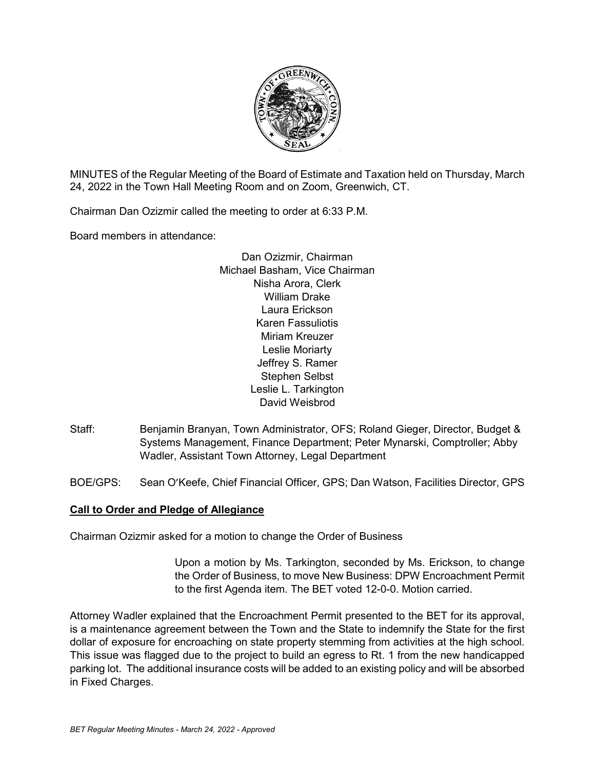MINUTES of the Regular Meeting of the Board of Estimate and Taxation held on Thursday, March 24, 2022 in the Town Hall Meeting Room and on Zoom, Greenwich, CT.

Chairman Dan Ozizmir called the meeting to order at 6:33 P.M.

Board members in attendance:

Dan Ozizmir, Chairman
Michael Basham, Vice Chairman
Nisha Arora, Clerk
William Drake
Laura Erickson
Karen Fassuliotis
Miriam Kreuzer
Leslie Moriarty
Jeffrey S. Ramer
Stephen Selbst
Leslie L. Tarkington
David Weisbrod

Staff: Benjamin Branyan, Town Administrator, OFS; Roland Gieger, Director, Budget & Systems Management, Finance Department; Peter Mynarski, Comptroller; Abby Wadler, Assistant Town Attorney, Legal Department

BOE/GPS: Sean O'Keefe, Chief Financial Officer, GPS; Dan Watson, Facilities Director, GPS

**Call to Order and Pledge of Allegiance**

Chairman Ozizmir asked for a motion to change the Order of Business

> Upon a motion by Ms. Tarkington, seconded by Ms. Erickson, to change the Order of Business, to move New Business: DPW Encroachment Permit to the first Agenda item. The BET voted 12-0-0. Motion carried.

Attorney Wadler explained that the Encroachment Permit presented to the BET for its approval, is a maintenance agreement between the Town and the State to indemnify the State for the first dollar of exposure for encroaching on state property stemming from activities at the high school. This issue was flagged due to the project to build an egress to Rt. 1 from the new handicapped parking lot. The additional insurance costs will be added to an existing policy and will be absorbed in Fixed Charges.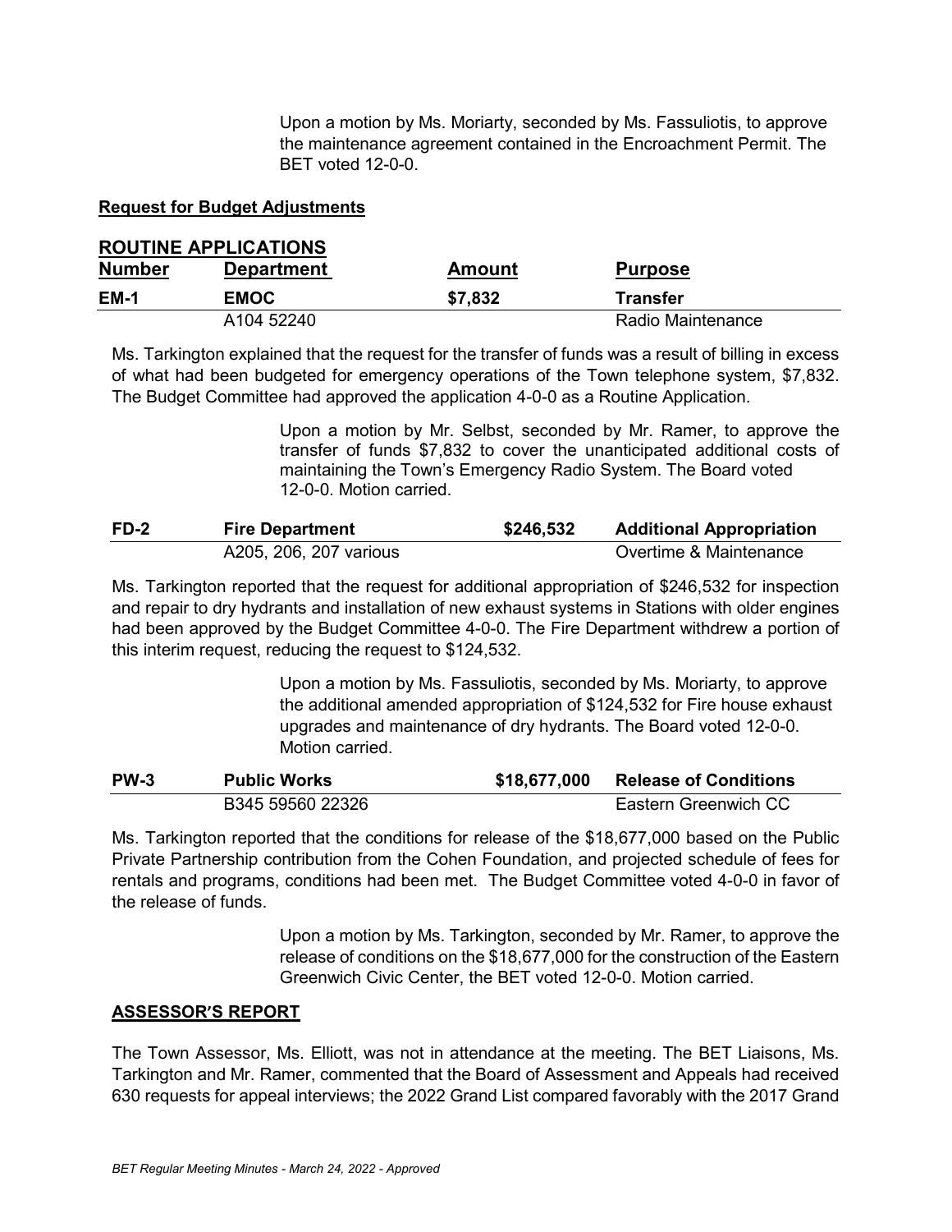Upon a motion by Ms. Moriarty, seconded by Ms. Fassuliotis, to approve the maintenance agreement contained in the Encroachment Permit. The BET voted 12-0-0.

**Request for Budget Adjustments**

**ROUTINE APPLICATIONS**

| **Number** | **Department** | **Amount** | **Purpose** |
|---|---|---|---|
| **EM-1** | **EMOC** | **$7,832** | **Transfer** |
| | A104 52240 | | Radio Maintenance |

Ms. Tarkington explained that the request for the transfer of funds was a result of billing in excess of what had been budgeted for emergency operations of the Town telephone system, $7,832. The Budget Committee had approved the application 4-0-0 as a Routine Application.

Upon a motion by Mr. Selbst, seconded by Mr. Ramer, to approve the transfer of funds $7,832 to cover the unanticipated additional costs of maintaining the Town's Emergency Radio System. The Board voted 12-0-0. Motion carried.

| | | | |
|---|---|---|---|
| **FD-2** | **Fire Department** | **$246,532** | **Additional Appropriation** |
| | A205, 206, 207 various | | Overtime & Maintenance |

Ms. Tarkington reported that the request for additional appropriation of $246,532 for inspection and repair to dry hydrants and installation of new exhaust systems in Stations with older engines had been approved by the Budget Committee 4-0-0. The Fire Department withdrew a portion of this interim request, reducing the request to $124,532.

Upon a motion by Ms. Fassuliotis, seconded by Ms. Moriarty, to approve the additional amended appropriation of $124,532 for Fire house exhaust upgrades and maintenance of dry hydrants. The Board voted 12-0-0. Motion carried.

| | | | |
|---|---|---|---|
| **PW-3** | **Public Works** | **$18,677,000** | **Release of Conditions** |
| | B345 59560 22326 | | Eastern Greenwich CC |

Ms. Tarkington reported that the conditions for release of the $18,677,000 based on the Public Private Partnership contribution from the Cohen Foundation, and projected schedule of fees for rentals and programs, conditions had been met. The Budget Committee voted 4-0-0 in favor of the release of funds.

Upon a motion by Ms. Tarkington, seconded by Mr. Ramer, to approve the release of conditions on the $18,677,000 for the construction of the Eastern Greenwich Civic Center, the BET voted 12-0-0. Motion carried.

**ASSESSOR'S REPORT**

The Town Assessor, Ms. Elliott, was not in attendance at the meeting. The BET Liaisons, Ms. Tarkington and Mr. Ramer, commented that the Board of Assessment and Appeals had received 630 requests for appeal interviews; the 2022 Grand List compared favorably with the 2017 Grand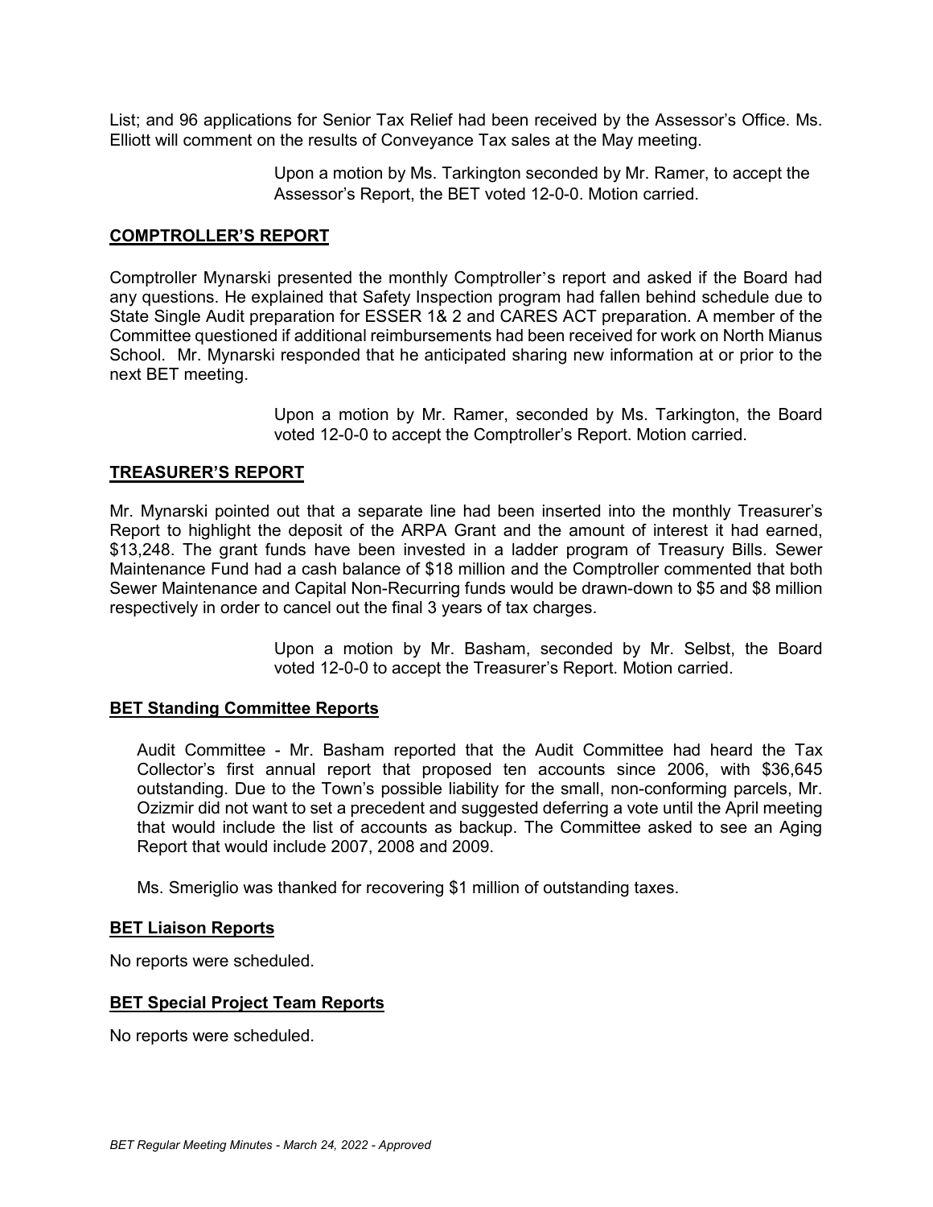List; and 96 applications for Senior Tax Relief had been received by the Assessor's Office. Ms. Elliott will comment on the results of Conveyance Tax sales at the May meeting.

> Upon a motion by Ms. Tarkington seconded by Mr. Ramer, to accept the Assessor's Report, the BET voted 12-0-0. Motion carried.

## COMPTROLLER'S REPORT

Comptroller Mynarski presented the monthly Comptroller's report and asked if the Board had any questions. He explained that Safety Inspection program had fallen behind schedule due to State Single Audit preparation for ESSER 1& 2 and CARES ACT preparation. A member of the Committee questioned if additional reimbursements had been received for work on North Mianus School. Mr. Mynarski responded that he anticipated sharing new information at or prior to the next BET meeting.

> Upon a motion by Mr. Ramer, seconded by Ms. Tarkington, the Board voted 12-0-0 to accept the Comptroller's Report. Motion carried.

## TREASURER'S REPORT

Mr. Mynarski pointed out that a separate line had been inserted into the monthly Treasurer's Report to highlight the deposit of the ARPA Grant and the amount of interest it had earned, \$13,248. The grant funds have been invested in a ladder program of Treasury Bills. Sewer Maintenance Fund had a cash balance of \$18 million and the Comptroller commented that both Sewer Maintenance and Capital Non-Recurring funds would be drawn-down to \$5 and \$8 million respectively in order to cancel out the final 3 years of tax charges.

> Upon a motion by Mr. Basham, seconded by Mr. Selbst, the Board voted 12-0-0 to accept the Treasurer's Report. Motion carried.

## BET Standing Committee Reports

Audit Committee - Mr. Basham reported that the Audit Committee had heard the Tax Collector's first annual report that proposed ten accounts since 2006, with \$36,645 outstanding. Due to the Town's possible liability for the small, non-conforming parcels, Mr. Ozizmir did not want to set a precedent and suggested deferring a vote until the April meeting that would include the list of accounts as backup. The Committee asked to see an Aging Report that would include 2007, 2008 and 2009.

Ms. Smeriglio was thanked for recovering \$1 million of outstanding taxes.

## BET Liaison Reports

No reports were scheduled.

## BET Special Project Team Reports

No reports were scheduled.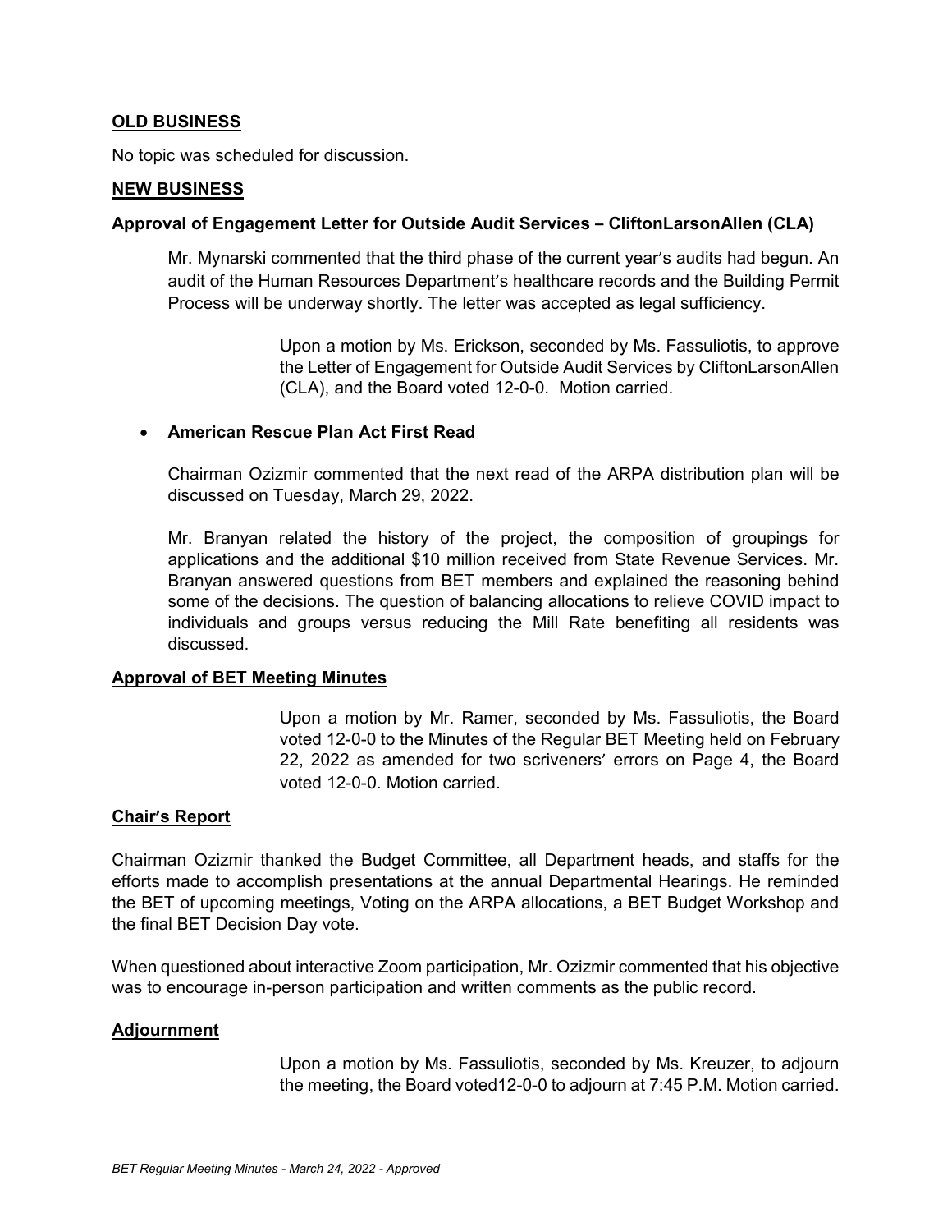## OLD BUSINESS

No topic was scheduled for discussion.

## NEW BUSINESS

### Approval of Engagement Letter for Outside Audit Services – CliftonLarsonAllen (CLA)

Mr. Mynarski commented that the third phase of the current year's audits had begun. An audit of the Human Resources Department's healthcare records and the Building Permit Process will be underway shortly. The letter was accepted as legal sufficiency.

> Upon a motion by Ms. Erickson, seconded by Ms. Fassuliotis, to approve the Letter of Engagement for Outside Audit Services by CliftonLarsonAllen (CLA), and the Board voted 12-0-0. Motion carried.

- **American Rescue Plan Act First Read**

Chairman Ozizmir commented that the next read of the ARPA distribution plan will be discussed on Tuesday, March 29, 2022.

Mr. Branyan related the history of the project, the composition of groupings for applications and the additional $10 million received from State Revenue Services. Mr. Branyan answered questions from BET members and explained the reasoning behind some of the decisions. The question of balancing allocations to relieve COVID impact to individuals and groups versus reducing the Mill Rate benefiting all residents was discussed.

## Approval of BET Meeting Minutes

> Upon a motion by Mr. Ramer, seconded by Ms. Fassuliotis, the Board voted 12-0-0 to the Minutes of the Regular BET Meeting held on February 22, 2022 as amended for two scriveners' errors on Page 4, the Board voted 12-0-0. Motion carried.

## Chair's Report

Chairman Ozizmir thanked the Budget Committee, all Department heads, and staffs for the efforts made to accomplish presentations at the annual Departmental Hearings. He reminded the BET of upcoming meetings, Voting on the ARPA allocations, a BET Budget Workshop and the final BET Decision Day vote.

When questioned about interactive Zoom participation, Mr. Ozizmir commented that his objective was to encourage in-person participation and written comments as the public record.

## Adjournment

> Upon a motion by Ms. Fassuliotis, seconded by Ms. Kreuzer, to adjourn the meeting, the Board voted12-0-0 to adjourn at 7:45 P.M. Motion carried.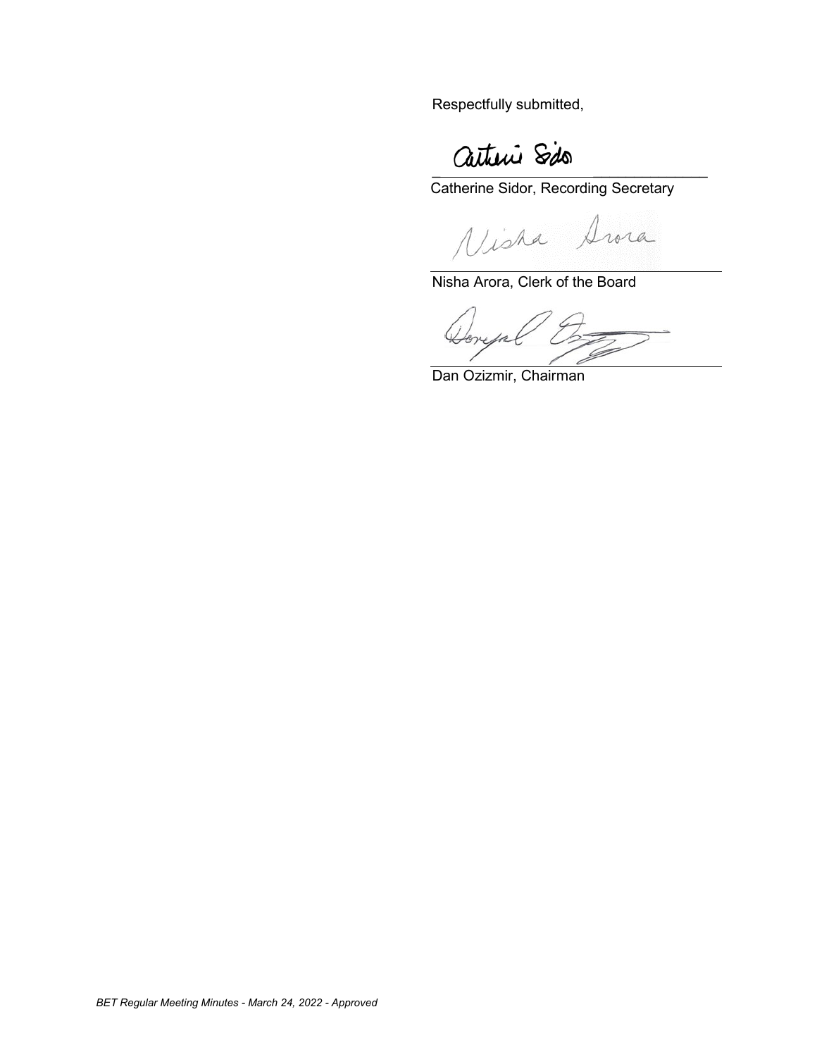Respectfully submitted,

Catherine Sidor, Recording Secretary

Nisha Arora, Clerk of the Board

Dan Ozizmir, Chairman